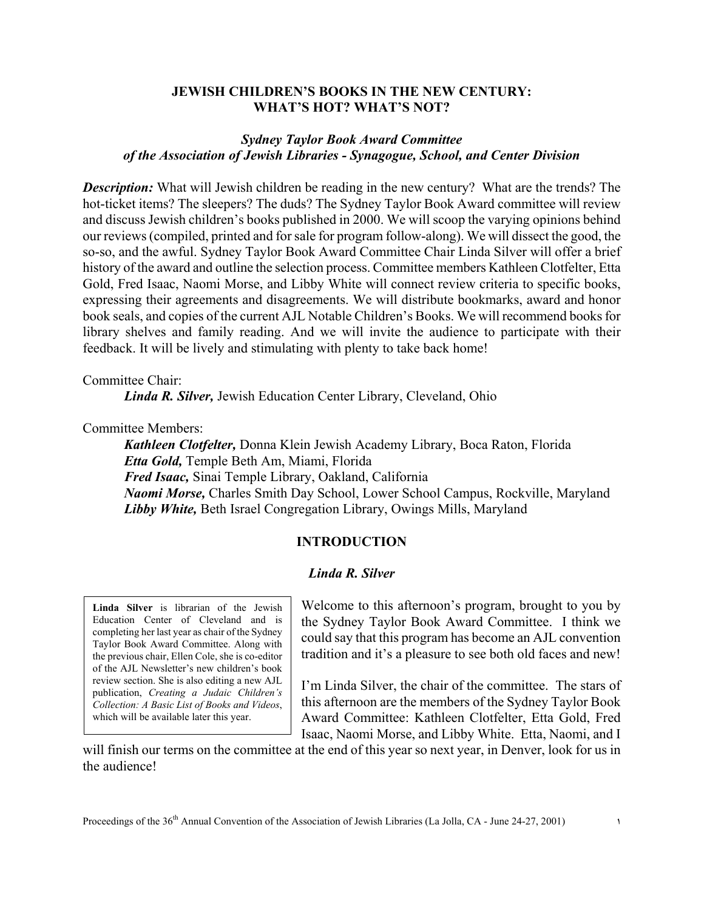# JEWISH CHILDREN'S BOOKS IN THE NEW CENTURY: WHAT'S HOT? WHAT'S NOT?

### *Sydney Taylor Book Award Committee of the Association of Jewish Libraries - Synagogue, School, and Center Division*

***Description:*** What will Jewish children be reading in the new century? What are the trends? The hot-ticket items? The sleepers? The duds? The Sydney Taylor Book Award committee will review and discuss Jewish children's books published in 2000. We will scoop the varying opinions behind our reviews (compiled, printed and for sale for program follow-along). We will dissect the good, the so-so, and the awful. Sydney Taylor Book Award Committee Chair Linda Silver will offer a brief history of the award and outline the selection process. Committee members Kathleen Clotfelter, Etta Gold, Fred Isaac, Naomi Morse, and Libby White will connect review criteria to specific books, expressing their agreements and disagreements. We will distribute bookmarks, award and honor book seals, and copies of the current AJL Notable Children's Books. We will recommend books for library shelves and family reading. And we will invite the audience to participate with their feedback. It will be lively and stimulating with plenty to take back home!

Committee Chair:

***Linda R. Silver,*** Jewish Education Center Library, Cleveland, Ohio

Committee Members:

***Kathleen Clotfelter,*** Donna Klein Jewish Academy Library, Boca Raton, Florida
***Etta Gold,*** Temple Beth Am, Miami, Florida
***Fred Isaac,*** Sinai Temple Library, Oakland, California
***Naomi Morse,*** Charles Smith Day School, Lower School Campus, Rockville, Maryland
***Libby White,*** Beth Israel Congregation Library, Owings Mills, Maryland

## INTRODUCTION

### *Linda R. Silver*

> **Linda Silver** is librarian of the Jewish Education Center of Cleveland and is completing her last year as chair of the Sydney Taylor Book Award Committee. Along with the previous chair, Ellen Cole, she is co-editor of the AJL Newsletter's new children's book review section. She is also editing a new AJL publication, *Creating a Judaic Children's Collection: A Basic List of Books and Videos*, which will be available later this year.

Welcome to this afternoon's program, brought to you by the Sydney Taylor Book Award Committee. I think we could say that this program has become an AJL convention tradition and it's a pleasure to see both old faces and new!

I'm Linda Silver, the chair of the committee. The stars of this afternoon are the members of the Sydney Taylor Book Award Committee: Kathleen Clotfelter, Etta Gold, Fred Isaac, Naomi Morse, and Libby White. Etta, Naomi, and I will finish our terms on the committee at the end of this year so next year, in Denver, look for us in the audience!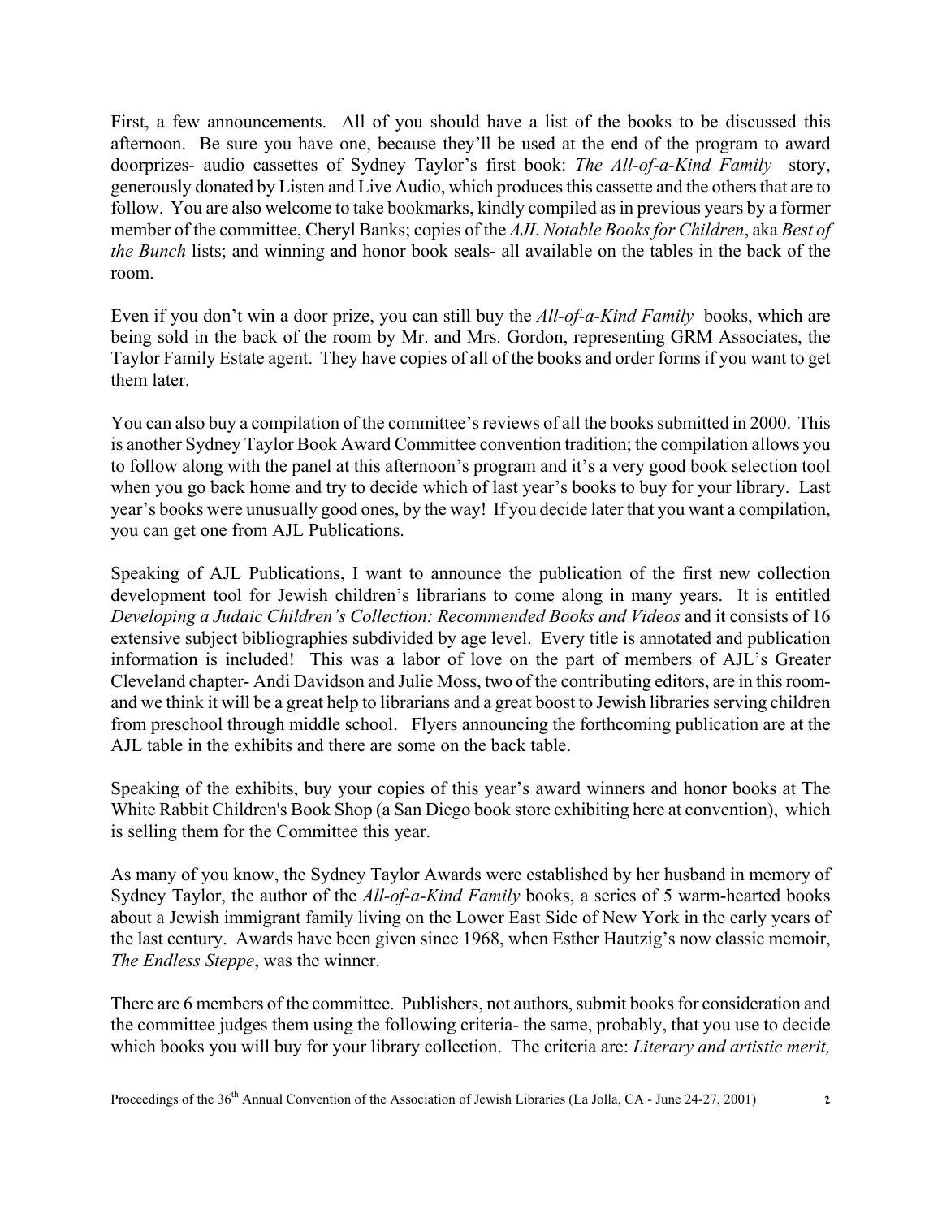First, a few announcements. All of you should have a list of the books to be discussed this afternoon. Be sure you have one, because they'll be used at the end of the program to award doorprizes- audio cassettes of Sydney Taylor's first book: *The All-of-a-Kind Family* story, generously donated by Listen and Live Audio, which produces this cassette and the others that are to follow. You are also welcome to take bookmarks, kindly compiled as in previous years by a former member of the committee, Cheryl Banks; copies of the *AJL Notable Books for Children*, aka *Best of the Bunch* lists; and winning and honor book seals- all available on the tables in the back of the room.

Even if you don't win a door prize, you can still buy the *All-of-a-Kind Family* books, which are being sold in the back of the room by Mr. and Mrs. Gordon, representing GRM Associates, the Taylor Family Estate agent. They have copies of all of the books and order forms if you want to get them later.

You can also buy a compilation of the committee's reviews of all the books submitted in 2000. This is another Sydney Taylor Book Award Committee convention tradition; the compilation allows you to follow along with the panel at this afternoon's program and it's a very good book selection tool when you go back home and try to decide which of last year's books to buy for your library. Last year's books were unusually good ones, by the way! If you decide later that you want a compilation, you can get one from AJL Publications.

Speaking of AJL Publications, I want to announce the publication of the first new collection development tool for Jewish children's librarians to come along in many years. It is entitled *Developing a Judaic Children's Collection: Recommended Books and Videos* and it consists of 16 extensive subject bibliographies subdivided by age level. Every title is annotated and publication information is included! This was a labor of love on the part of members of AJL's Greater Cleveland chapter- Andi Davidson and Julie Moss, two of the contributing editors, are in this room- and we think it will be a great help to librarians and a great boost to Jewish libraries serving children from preschool through middle school. Flyers announcing the forthcoming publication are at the AJL table in the exhibits and there are some on the back table.

Speaking of the exhibits, buy your copies of this year's award winners and honor books at The White Rabbit Children's Book Shop (a San Diego book store exhibiting here at convention), which is selling them for the Committee this year.

As many of you know, the Sydney Taylor Awards were established by her husband in memory of Sydney Taylor, the author of the *All-of-a-Kind Family* books, a series of 5 warm-hearted books about a Jewish immigrant family living on the Lower East Side of New York in the early years of the last century. Awards have been given since 1968, when Esther Hautzig's now classic memoir, *The Endless Steppe*, was the winner.

There are 6 members of the committee. Publishers, not authors, submit books for consideration and the committee judges them using the following criteria- the same, probably, that you use to decide which books you will buy for your library collection. The criteria are: *Literary and artistic merit,*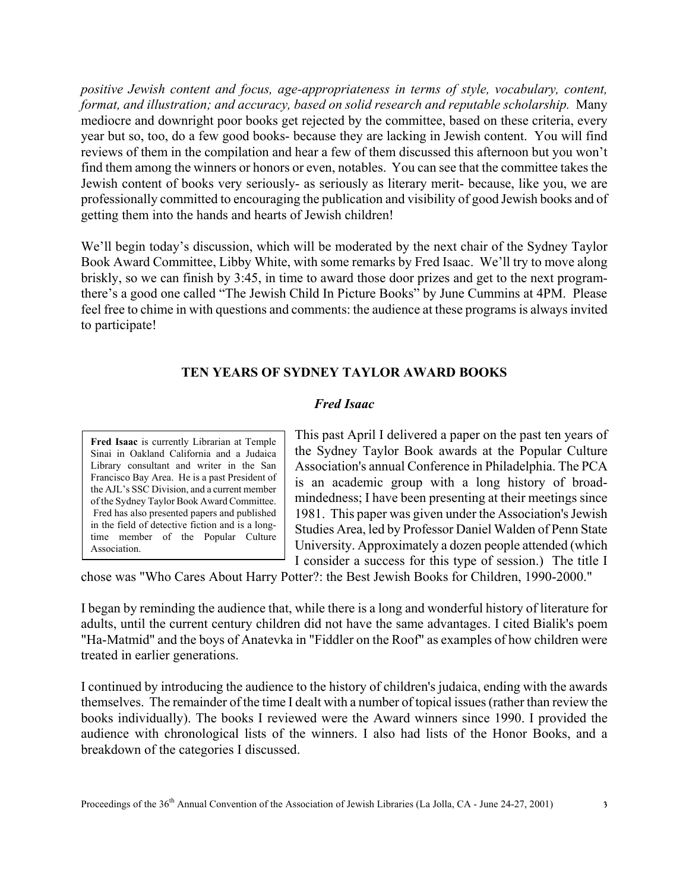*positive Jewish content and focus, age-appropriateness in terms of style, vocabulary, content, format, and illustration; and accuracy, based on solid research and reputable scholarship.* Many mediocre and downright poor books get rejected by the committee, based on these criteria, every year but so, too, do a few good books- because they are lacking in Jewish content. You will find reviews of them in the compilation and hear a few of them discussed this afternoon but you won't find them among the winners or honors or even, notables. You can see that the committee takes the Jewish content of books very seriously- as seriously as literary merit- because, like you, we are professionally committed to encouraging the publication and visibility of good Jewish books and of getting them into the hands and hearts of Jewish children!

We'll begin today's discussion, which will be moderated by the next chair of the Sydney Taylor Book Award Committee, Libby White, with some remarks by Fred Isaac. We'll try to move along briskly, so we can finish by 3:45, in time to award those door prizes and get to the next program- there's a good one called "The Jewish Child In Picture Books" by June Cummins at 4PM. Please feel free to chime in with questions and comments: the audience at these programs is always invited to participate!

## TEN YEARS OF SYDNEY TAYLOR AWARD BOOKS

***Fred Isaac***

**Fred Isaac** is currently Librarian at Temple Sinai in Oakland California and a Judaica Library consultant and writer in the San Francisco Bay Area. He is a past President of the AJL's SSC Division, and a current member of the Sydney Taylor Book Award Committee. Fred has also presented papers and published in the field of detective fiction and is a long-time member of the Popular Culture Association.

This past April I delivered a paper on the past ten years of the Sydney Taylor Book awards at the Popular Culture Association's annual Conference in Philadelphia. The PCA is an academic group with a long history of broad-mindedness; I have been presenting at their meetings since 1981. This paper was given under the Association's Jewish Studies Area, led by Professor Daniel Walden of Penn State University. Approximately a dozen people attended (which I consider a success for this type of session.) The title I chose was "Who Cares About Harry Potter?: the Best Jewish Books for Children, 1990-2000."

I began by reminding the audience that, while there is a long and wonderful history of literature for adults, until the current century children did not have the same advantages. I cited Bialik's poem "Ha-Matmid" and the boys of Anatevka in "Fiddler on the Roof" as examples of how children were treated in earlier generations.

I continued by introducing the audience to the history of children's judaica, ending with the awards themselves. The remainder of the time I dealt with a number of topical issues (rather than review the books individually). The books I reviewed were the Award winners since 1990. I provided the audience with chronological lists of the winners. I also had lists of the Honor Books, and a breakdown of the categories I discussed.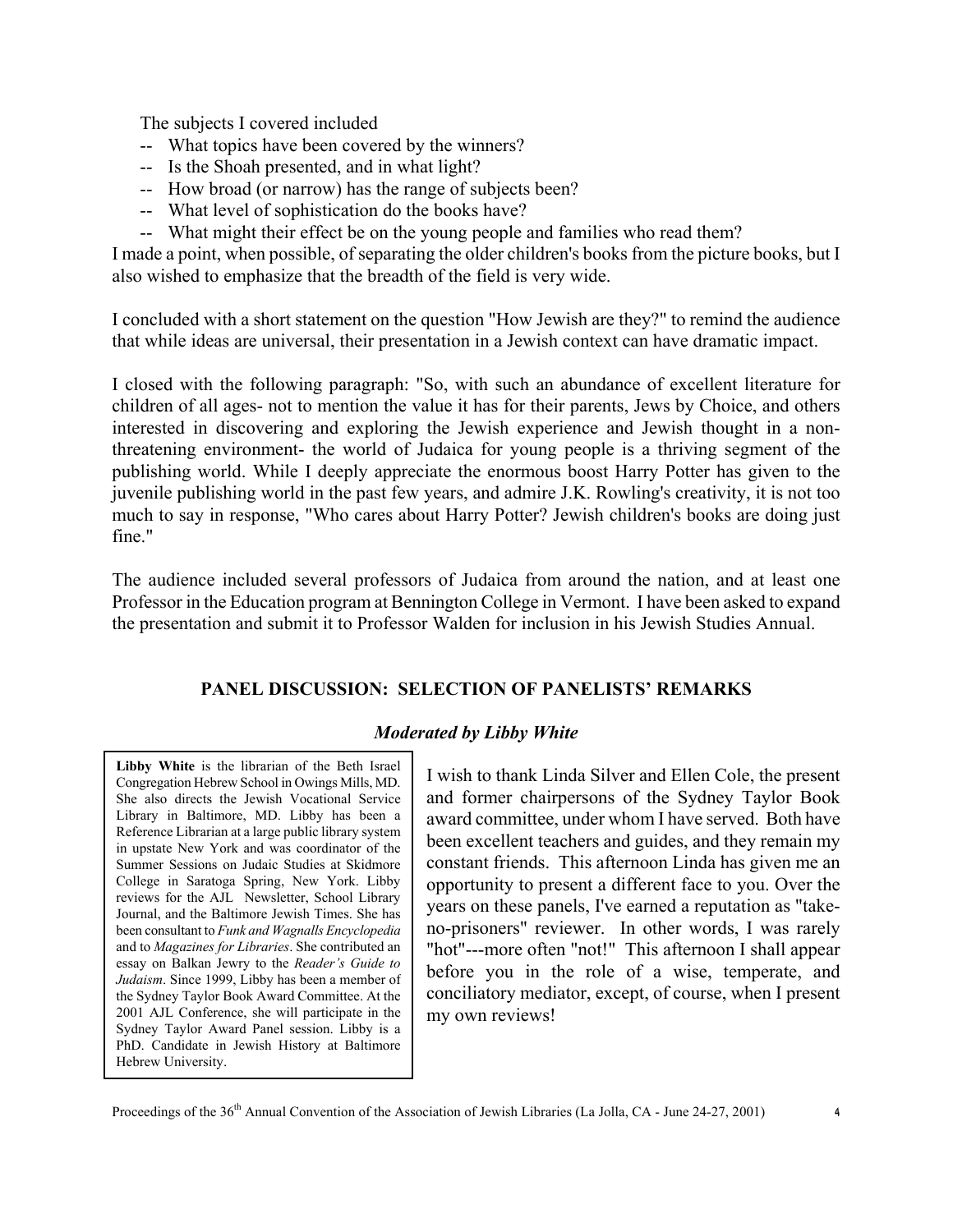The subjects I covered included

- -- What topics have been covered by the winners?
- -- Is the Shoah presented, and in what light?
- -- How broad (or narrow) has the range of subjects been?
- -- What level of sophistication do the books have?
- -- What might their effect be on the young people and families who read them?

I made a point, when possible, of separating the older children's books from the picture books, but I also wished to emphasize that the breadth of the field is very wide.

I concluded with a short statement on the question "How Jewish are they?" to remind the audience that while ideas are universal, their presentation in a Jewish context can have dramatic impact.

I closed with the following paragraph: "So, with such an abundance of excellent literature for children of all ages- not to mention the value it has for their parents, Jews by Choice, and others interested in discovering and exploring the Jewish experience and Jewish thought in a non-threatening environment- the world of Judaica for young people is a thriving segment of the publishing world. While I deeply appreciate the enormous boost Harry Potter has given to the juvenile publishing world in the past few years, and admire J.K. Rowling's creativity, it is not too much to say in response, "Who cares about Harry Potter? Jewish children's books are doing just fine."

The audience included several professors of Judaica from around the nation, and at least one Professor in the Education program at Bennington College in Vermont. I have been asked to expand the presentation and submit it to Professor Walden for inclusion in his Jewish Studies Annual.

## PANEL DISCUSSION: SELECTION OF PANELISTS' REMARKS

***Moderated by Libby White***

**Libby White** is the librarian of the Beth Israel Congregation Hebrew School in Owings Mills, MD. She also directs the Jewish Vocational Service Library in Baltimore, MD. Libby has been a Reference Librarian at a large public library system in upstate New York and was coordinator of the Summer Sessions on Judaic Studies at Skidmore College in Saratoga Spring, New York. Libby reviews for the AJL Newsletter, School Library Journal, and the Baltimore Jewish Times. She has been consultant to *Funk and Wagnalls Encyclopedia* and to *Magazines for Libraries*. She contributed an essay on Balkan Jewry to the *Reader's Guide to Judaism*. Since 1999, Libby has been a member of the Sydney Taylor Book Award Committee. At the 2001 AJL Conference, she will participate in the Sydney Taylor Award Panel session. Libby is a PhD. Candidate in Jewish History at Baltimore Hebrew University.

I wish to thank Linda Silver and Ellen Cole, the present and former chairpersons of the Sydney Taylor Book award committee, under whom I have served. Both have been excellent teachers and guides, and they remain my constant friends. This afternoon Linda has given me an opportunity to present a different face to you. Over the years on these panels, I've earned a reputation as "take-no-prisoners" reviewer. In other words, I was rarely "hot"---more often "not!" This afternoon I shall appear before you in the role of a wise, temperate, and conciliatory mediator, except, of course, when I present my own reviews!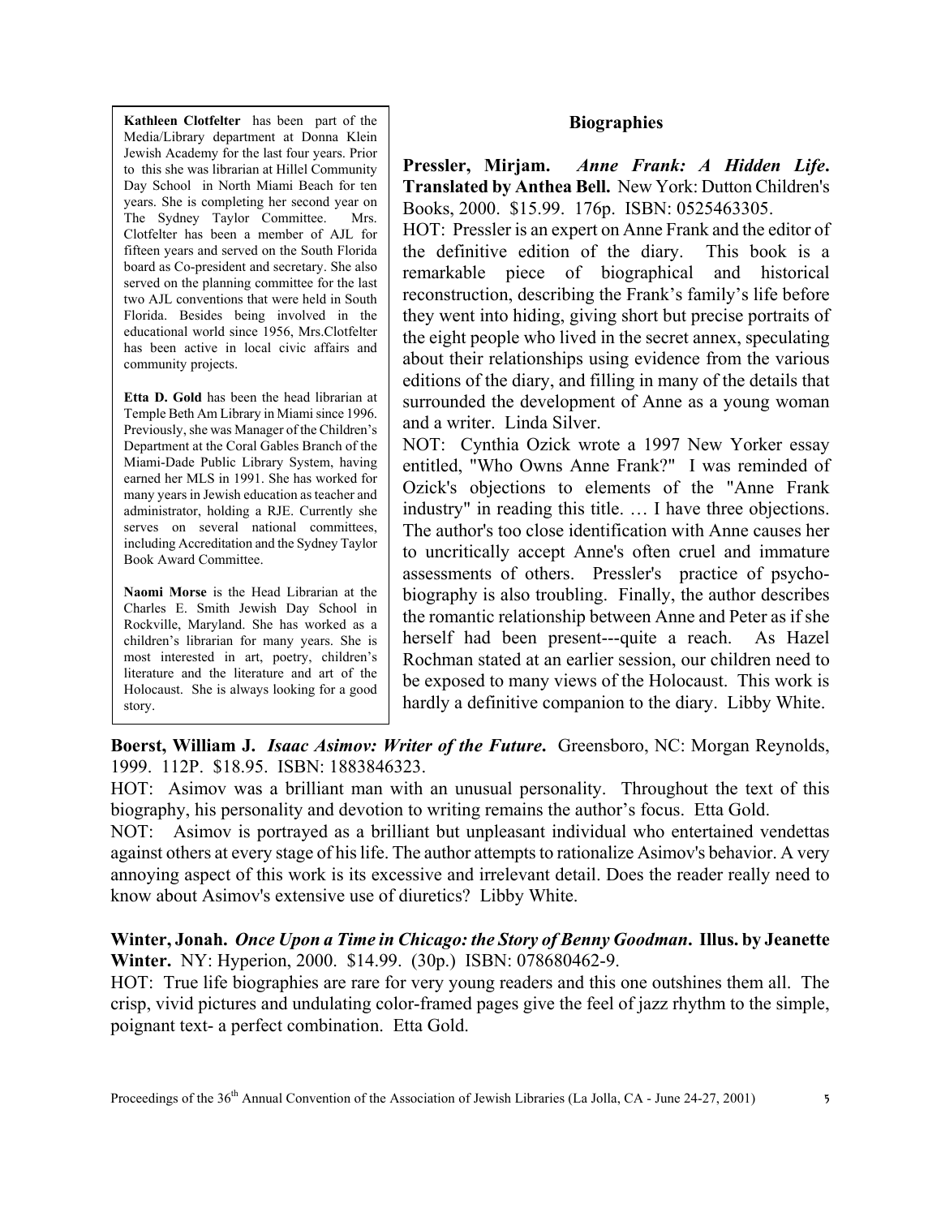**Kathleen Clotfelter** has been part of the Media/Library department at Donna Klein Jewish Academy for the last four years. Prior to this she was librarian at Hillel Community Day School in North Miami Beach for ten years. She is completing her second year on The Sydney Taylor Committee. Mrs. Clotfelter has been a member of AJL for fifteen years and served on the South Florida board as Co-president and secretary. She also served on the planning committee for the last two AJL conventions that were held in South Florida. Besides being involved in the educational world since 1956, Mrs.Clotfelter has been active in local civic affairs and community projects.

**Etta D. Gold** has been the head librarian at Temple Beth Am Library in Miami since 1996. Previously, she was Manager of the Children's Department at the Coral Gables Branch of the Miami-Dade Public Library System, having earned her MLS in 1991. She has worked for many years in Jewish education as teacher and administrator, holding a RJE. Currently she serves on several national committees, including Accreditation and the Sydney Taylor Book Award Committee.

**Naomi Morse** is the Head Librarian at the Charles E. Smith Jewish Day School in Rockville, Maryland. She has worked as a children's librarian for many years. She is most interested in art, poetry, children's literature and the literature and art of the Holocaust. She is always looking for a good story.

## Biographies

**Pressler, Mirjam.** ***Anne Frank: A Hidden Life*****. Translated by Anthea Bell.** New York: Dutton Children's Books, 2000. $15.99. 176p. ISBN: 0525463305.

HOT: Pressler is an expert on Anne Frank and the editor of the definitive edition of the diary. This book is a remarkable piece of biographical and historical reconstruction, describing the Frank's family's life before they went into hiding, giving short but precise portraits of the eight people who lived in the secret annex, speculating about their relationships using evidence from the various editions of the diary, and filling in many of the details that surrounded the development of Anne as a young woman and a writer. Linda Silver.

NOT: Cynthia Ozick wrote a 1997 New Yorker essay entitled, "Who Owns Anne Frank?" I was reminded of Ozick's objections to elements of the "Anne Frank industry" in reading this title. … I have three objections. The author's too close identification with Anne causes her to uncritically accept Anne's often cruel and immature assessments of others. Pressler's practice of psycho-biography is also troubling. Finally, the author describes the romantic relationship between Anne and Peter as if she herself had been present---quite a reach. As Hazel Rochman stated at an earlier session, our children need to be exposed to many views of the Holocaust. This work is hardly a definitive companion to the diary. Libby White.

**Boerst, William J.** ***Isaac Asimov: Writer of the Future*****.** Greensboro, NC: Morgan Reynolds, 1999. 112P. $18.95. ISBN: 1883846323.

HOT: Asimov was a brilliant man with an unusual personality. Throughout the text of this biography, his personality and devotion to writing remains the author's focus. Etta Gold.

NOT: Asimov is portrayed as a brilliant but unpleasant individual who entertained vendettas against others at every stage of his life. The author attempts to rationalize Asimov's behavior. A very annoying aspect of this work is its excessive and irrelevant detail. Does the reader really need to know about Asimov's extensive use of diuretics? Libby White.

**Winter, Jonah.** ***Once Upon a Time in Chicago: the Story of Benny Goodman*****. Illus. by Jeanette Winter.** NY: Hyperion, 2000. $14.99. (30p.) ISBN: 078680462-9.

HOT: True life biographies are rare for very young readers and this one outshines them all. The crisp, vivid pictures and undulating color-framed pages give the feel of jazz rhythm to the simple, poignant text- a perfect combination. Etta Gold.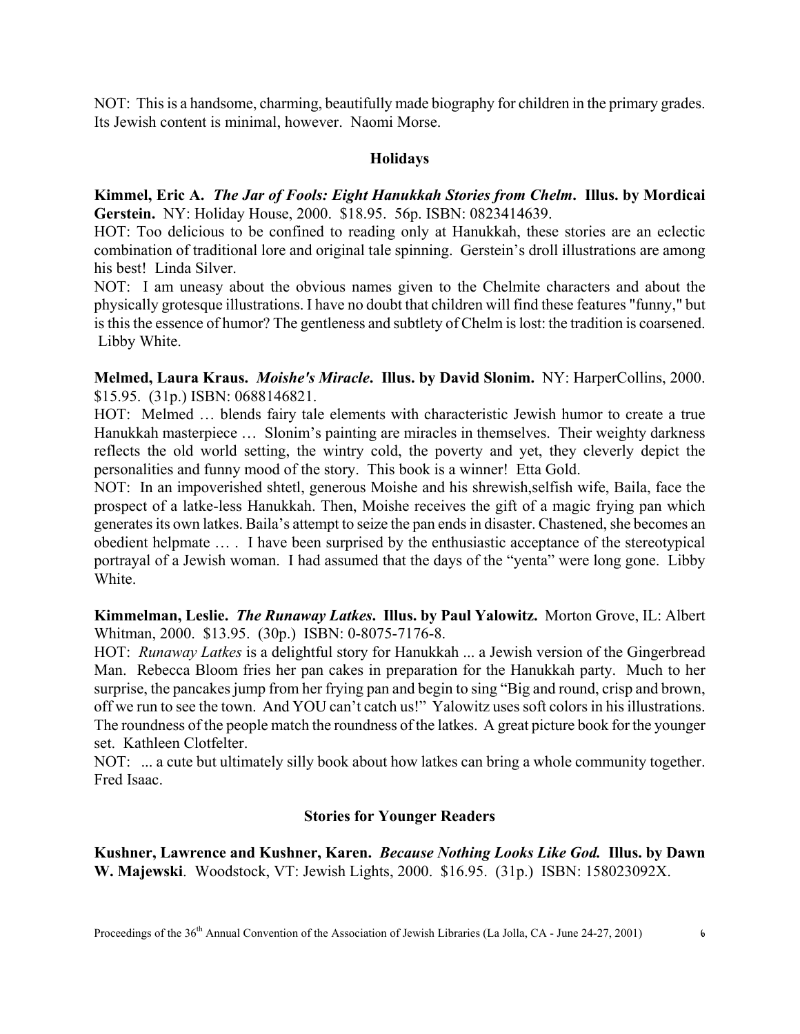NOT: This is a handsome, charming, beautifully made biography for children in the primary grades. Its Jewish content is minimal, however. Naomi Morse.

### Holidays

**Kimmel, Eric A.** ***The Jar of Fools: Eight Hanukkah Stories from Chelm*****. Illus. by Mordicai Gerstein.** NY: Holiday House, 2000. $18.95. 56p. ISBN: 0823414639.

HOT: Too delicious to be confined to reading only at Hanukkah, these stories are an eclectic combination of traditional lore and original tale spinning. Gerstein's droll illustrations are among his best! Linda Silver.

NOT: I am uneasy about the obvious names given to the Chelmite characters and about the physically grotesque illustrations. I have no doubt that children will find these features "funny," but is this the essence of humor? The gentleness and subtlety of Chelm is lost: the tradition is coarsened. Libby White.

**Melmed, Laura Kraus.** ***Moishe's Miracle*****. Illus. by David Slonim.** NY: HarperCollins, 2000. $15.95. (31p.) ISBN: 0688146821.

HOT: Melmed … blends fairy tale elements with characteristic Jewish humor to create a true Hanukkah masterpiece … Slonim's painting are miracles in themselves. Their weighty darkness reflects the old world setting, the wintry cold, the poverty and yet, they cleverly depict the personalities and funny mood of the story. This book is a winner! Etta Gold.

NOT: In an impoverished shtetl, generous Moishe and his shrewish,selfish wife, Baila, face the prospect of a latke-less Hanukkah. Then, Moishe receives the gift of a magic frying pan which generates its own latkes. Baila's attempt to seize the pan ends in disaster. Chastened, she becomes an obedient helpmate … . I have been surprised by the enthusiastic acceptance of the stereotypical portrayal of a Jewish woman. I had assumed that the days of the "yenta" were long gone. Libby White.

**Kimmelman, Leslie.** ***The Runaway Latkes*****. Illus. by Paul Yalowitz.** Morton Grove, IL: Albert Whitman, 2000. $13.95. (30p.) ISBN: 0-8075-7176-8.

HOT: *Runaway Latkes* is a delightful story for Hanukkah ... a Jewish version of the Gingerbread Man. Rebecca Bloom fries her pan cakes in preparation for the Hanukkah party. Much to her surprise, the pancakes jump from her frying pan and begin to sing "Big and round, crisp and brown, off we run to see the town. And YOU can't catch us!" Yalowitz uses soft colors in his illustrations. The roundness of the people match the roundness of the latkes. A great picture book for the younger set. Kathleen Clotfelter.

NOT: ... a cute but ultimately silly book about how latkes can bring a whole community together. Fred Isaac.

### Stories for Younger Readers

**Kushner, Lawrence and Kushner, Karen.** ***Because Nothing Looks Like God.*** **Illus. by Dawn W. Majewski**. Woodstock, VT: Jewish Lights, 2000. $16.95. (31p.) ISBN: 158023092X.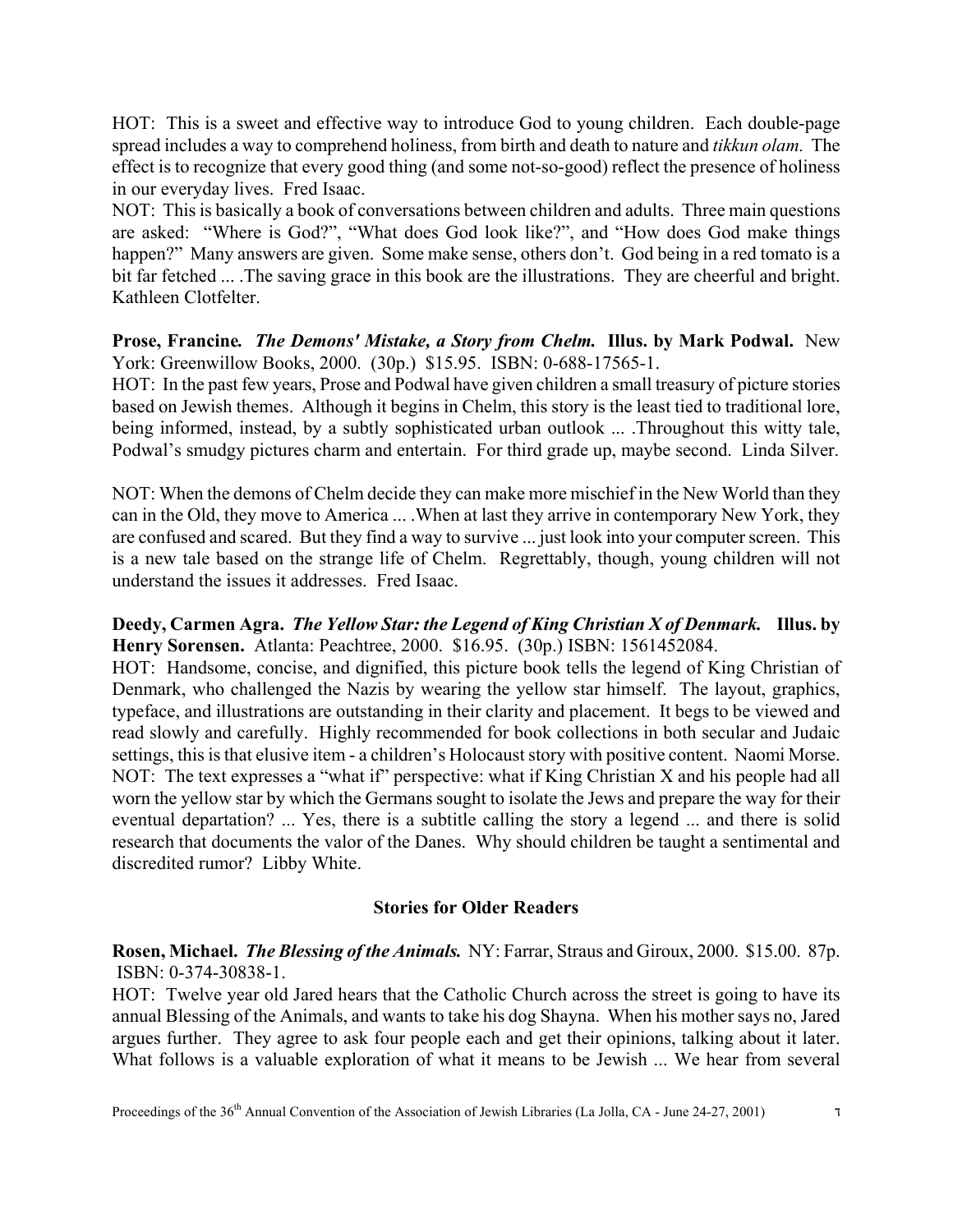HOT: This is a sweet and effective way to introduce God to young children. Each double-page spread includes a way to comprehend holiness, from birth and death to nature and *tikkun olam.* The effect is to recognize that every good thing (and some not-so-good) reflect the presence of holiness in our everyday lives. Fred Isaac.

NOT: This is basically a book of conversations between children and adults. Three main questions are asked: "Where is God?", "What does God look like?", and "How does God make things happen?" Many answers are given. Some make sense, others don't. God being in a red tomato is a bit far fetched ... .The saving grace in this book are the illustrations. They are cheerful and bright. Kathleen Clotfelter.

**Prose, Francine.** ***The Demons' Mistake, a Story from Chelm.*** **Illus. by Mark Podwal.** New York: Greenwillow Books, 2000. (30p.) $15.95. ISBN: 0-688-17565-1.

HOT: In the past few years, Prose and Podwal have given children a small treasury of picture stories based on Jewish themes. Although it begins in Chelm, this story is the least tied to traditional lore, being informed, instead, by a subtly sophisticated urban outlook ... .Throughout this witty tale, Podwal's smudgy pictures charm and entertain. For third grade up, maybe second. Linda Silver.

NOT: When the demons of Chelm decide they can make more mischief in the New World than they can in the Old, they move to America ... .When at last they arrive in contemporary New York, they are confused and scared. But they find a way to survive ... just look into your computer screen. This is a new tale based on the strange life of Chelm. Regrettably, though, young children will not understand the issues it addresses. Fred Isaac.

**Deedy, Carmen Agra.** ***The Yellow Star: the Legend of King Christian X of Denmark.*** **Illus. by Henry Sorensen.** Atlanta: Peachtree, 2000. $16.95. (30p.) ISBN: 1561452084.

HOT: Handsome, concise, and dignified, this picture book tells the legend of King Christian of Denmark, who challenged the Nazis by wearing the yellow star himself. The layout, graphics, typeface, and illustrations are outstanding in their clarity and placement. It begs to be viewed and read slowly and carefully. Highly recommended for book collections in both secular and Judaic settings, this is that elusive item - a children's Holocaust story with positive content. Naomi Morse.

NOT: The text expresses a "what if" perspective: what if King Christian X and his people had all worn the yellow star by which the Germans sought to isolate the Jews and prepare the way for their eventual departation? ... Yes, there is a subtitle calling the story a legend ... and there is solid research that documents the valor of the Danes. Why should children be taught a sentimental and discredited rumor? Libby White.

## Stories for Older Readers

**Rosen, Michael.** ***The Blessing of the Animals.*** NY: Farrar, Straus and Giroux, 2000. $15.00. 87p. ISBN: 0-374-30838-1.

HOT: Twelve year old Jared hears that the Catholic Church across the street is going to have its annual Blessing of the Animals, and wants to take his dog Shayna. When his mother says no, Jared argues further. They agree to ask four people each and get their opinions, talking about it later. What follows is a valuable exploration of what it means to be Jewish ... We hear from several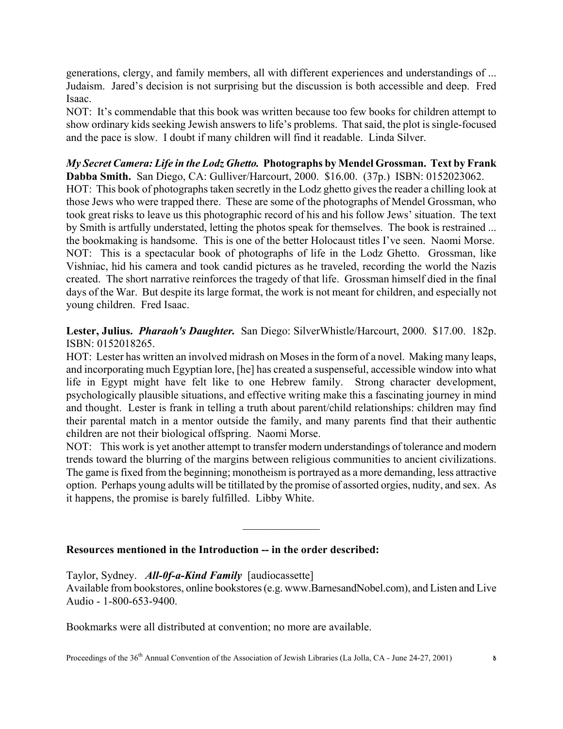generations, clergy, and family members, all with different experiences and understandings of ... Judaism. Jared's decision is not surprising but the discussion is both accessible and deep. Fred Isaac.

NOT: It's commendable that this book was written because too few books for children attempt to show ordinary kids seeking Jewish answers to life's problems. That said, the plot is single-focused and the pace is slow. I doubt if many children will find it readable. Linda Silver.

***My Secret Camera: Life in the Lodz Ghetto.*** **Photographs by Mendel Grossman. Text by Frank Dabba Smith.** San Diego, CA: Gulliver/Harcourt, 2000. $16.00. (37p.) ISBN: 0152023062.

HOT: This book of photographs taken secretly in the Lodz ghetto gives the reader a chilling look at those Jews who were trapped there. These are some of the photographs of Mendel Grossman, who took great risks to leave us this photographic record of his and his follow Jews' situation. The text by Smith is artfully understated, letting the photos speak for themselves. The book is restrained ... the bookmaking is handsome. This is one of the better Holocaust titles I've seen. Naomi Morse.

NOT: This is a spectacular book of photographs of life in the Lodz Ghetto. Grossman, like Vishniac, hid his camera and took candid pictures as he traveled, recording the world the Nazis created. The short narrative reinforces the tragedy of that life. Grossman himself died in the final days of the War. But despite its large format, the work is not meant for children, and especially not young children. Fred Isaac.

**Lester, Julius. *Pharaoh's Daughter.*** San Diego: SilverWhistle/Harcourt, 2000. $17.00. 182p. ISBN: 0152018265.

HOT: Lester has written an involved midrash on Moses in the form of a novel. Making many leaps, and incorporating much Egyptian lore, [he] has created a suspenseful, accessible window into what life in Egypt might have felt like to one Hebrew family. Strong character development, psychologically plausible situations, and effective writing make this a fascinating journey in mind and thought. Lester is frank in telling a truth about parent/child relationships: children may find their parental match in a mentor outside the family, and many parents find that their authentic children are not their biological offspring. Naomi Morse.

NOT: This work is yet another attempt to transfer modern understandings of tolerance and modern trends toward the blurring of the margins between religious communities to ancient civilizations. The game is fixed from the beginning; monotheism is portrayed as a more demanding, less attractive option. Perhaps young adults will be titillated by the promise of assorted orgies, nudity, and sex. As it happens, the promise is barely fulfilled. Libby White.

---

**Resources mentioned in the Introduction -- in the order described:**

Taylor, Sydney. ***All-0f-a-Kind Family*** [audiocassette]
Available from bookstores, online bookstores (e.g. www.BarnesandNobel.com), and Listen and Live Audio - 1-800-653-9400.

Bookmarks were all distributed at convention; no more are available.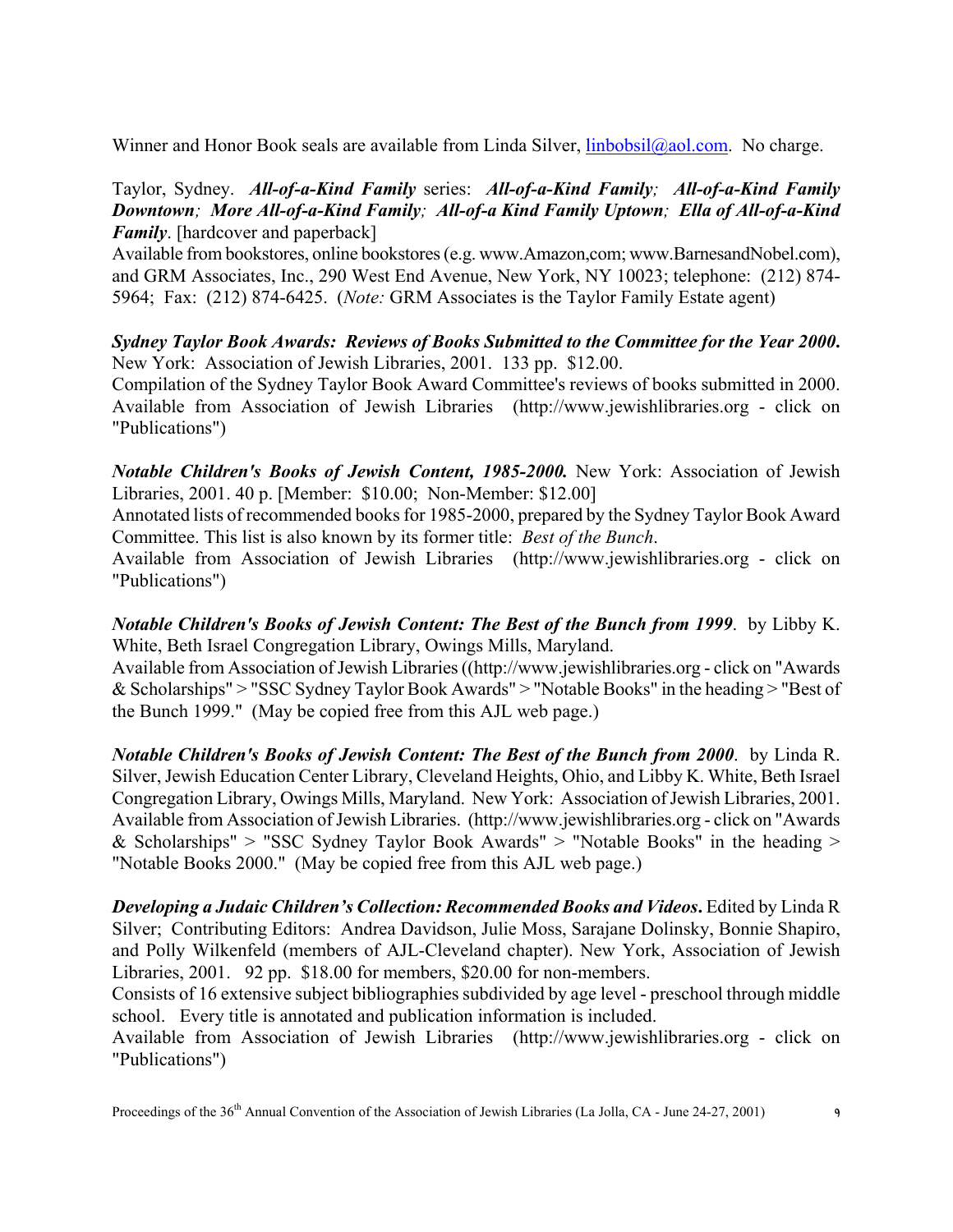Winner and Honor Book seals are available from Linda Silver, linbobsil@aol.com. No charge.

Taylor, Sydney. ***All-of-a-Kind Family*** series: ***All-of-a-Kind Family; All-of-a-Kind Family Downtown; More All-of-a-Kind Family; All-of-a Kind Family Uptown; Ella of All-of-a-Kind Family***. [hardcover and paperback]
Available from bookstores, online bookstores (e.g. www.Amazon,com; www.BarnesandNobel.com), and GRM Associates, Inc., 290 West End Avenue, New York, NY 10023; telephone: (212) 874-5964; Fax: (212) 874-6425. (*Note:* GRM Associates is the Taylor Family Estate agent)

***Sydney Taylor Book Awards: Reviews of Books Submitted to the Committee for the Year 2000.*** New York: Association of Jewish Libraries, 2001. 133 pp. $12.00.
Compilation of the Sydney Taylor Book Award Committee's reviews of books submitted in 2000. Available from Association of Jewish Libraries (http://www.jewishlibraries.org - click on "Publications")

***Notable Children's Books of Jewish Content, 1985-2000.*** New York: Association of Jewish Libraries, 2001. 40 p. [Member: $10.00; Non-Member: $12.00]
Annotated lists of recommended books for 1985-2000, prepared by the Sydney Taylor Book Award Committee. This list is also known by its former title: *Best of the Bunch*.
Available from Association of Jewish Libraries (http://www.jewishlibraries.org - click on "Publications")

***Notable Children's Books of Jewish Content: The Best of the Bunch from 1999***. by Libby K. White, Beth Israel Congregation Library, Owings Mills, Maryland.
Available from Association of Jewish Libraries ((http://www.jewishlibraries.org - click on "Awards & Scholarships" > "SSC Sydney Taylor Book Awards" > "Notable Books" in the heading > "Best of the Bunch 1999." (May be copied free from this AJL web page.)

***Notable Children's Books of Jewish Content: The Best of the Bunch from 2000***. by Linda R. Silver, Jewish Education Center Library, Cleveland Heights, Ohio, and Libby K. White, Beth Israel Congregation Library, Owings Mills, Maryland. New York: Association of Jewish Libraries, 2001.
Available from Association of Jewish Libraries. (http://www.jewishlibraries.org - click on "Awards & Scholarships" > "SSC Sydney Taylor Book Awards" > "Notable Books" in the heading > "Notable Books 2000." (May be copied free from this AJL web page.)

***Developing a Judaic Children's Collection: Recommended Books and Videos.*** Edited by Linda R Silver; Contributing Editors: Andrea Davidson, Julie Moss, Sarajane Dolinsky, Bonnie Shapiro, and Polly Wilkenfeld (members of AJL-Cleveland chapter). New York, Association of Jewish Libraries, 2001. 92 pp. $18.00 for members, $20.00 for non-members.
Consists of 16 extensive subject bibliographies subdivided by age level - preschool through middle school. Every title is annotated and publication information is included.
Available from Association of Jewish Libraries (http://www.jewishlibraries.org - click on "Publications")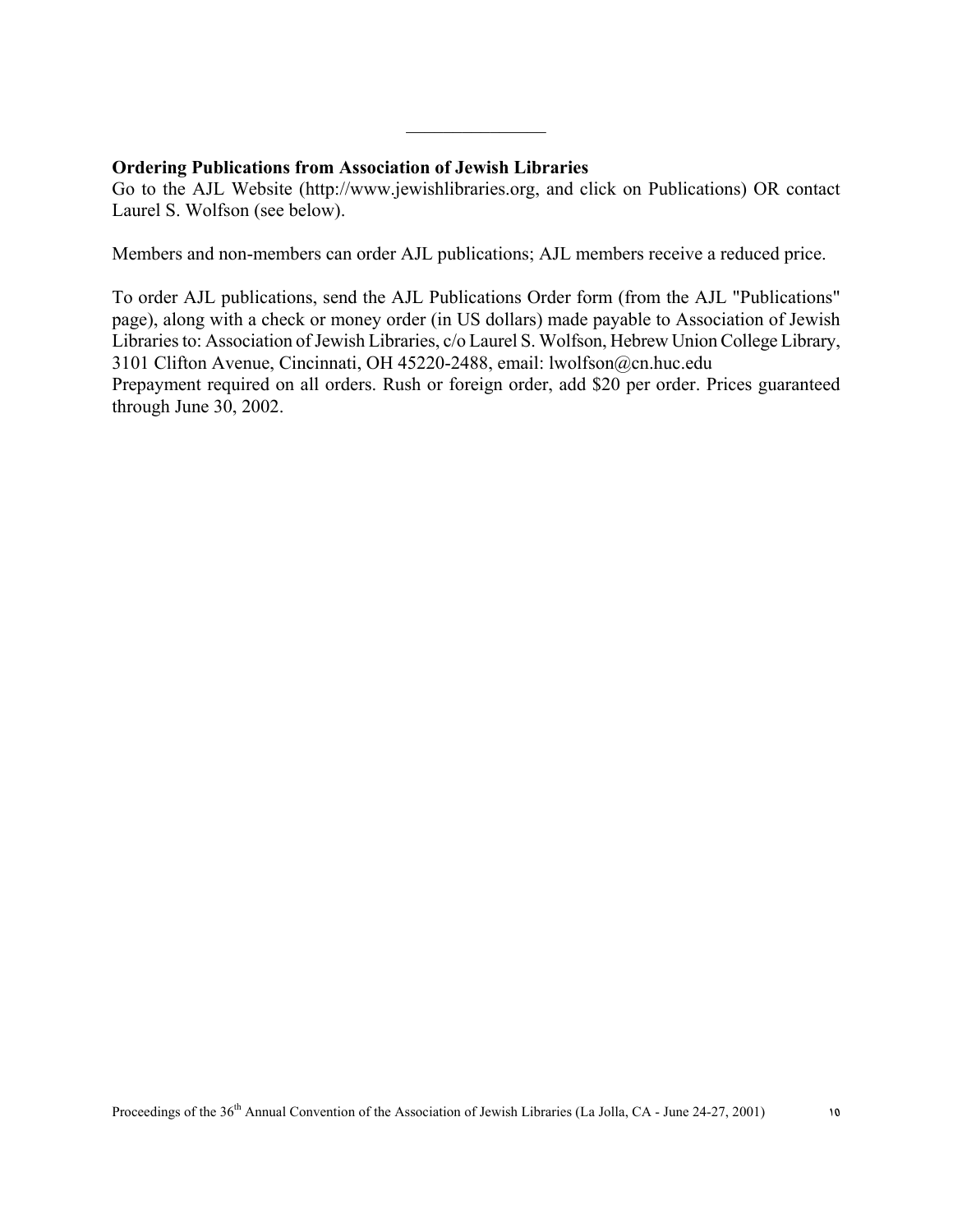---

**Ordering Publications from Association of Jewish Libraries**

Go to the AJL Website (http://www.jewishlibraries.org, and click on Publications) OR contact Laurel S. Wolfson (see below).

Members and non-members can order AJL publications; AJL members receive a reduced price.

To order AJL publications, send the AJL Publications Order form (from the AJL "Publications" page), along with a check or money order (in US dollars) made payable to Association of Jewish Libraries to: Association of Jewish Libraries, c/o Laurel S. Wolfson, Hebrew Union College Library, 3101 Clifton Avenue, Cincinnati, OH 45220-2488, email: lwolfson@cn.huc.edu
Prepayment required on all orders. Rush or foreign order, add $20 per order. Prices guaranteed through June 30, 2002.